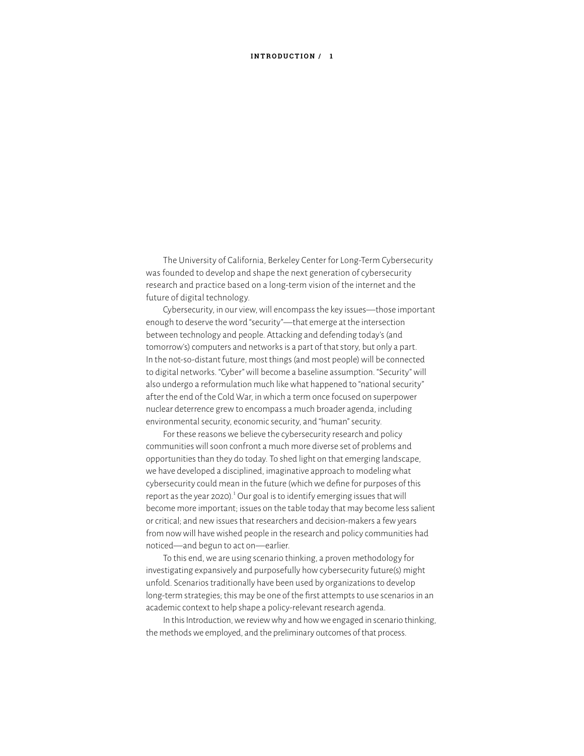The University of California, Berkeley Center for Long-Term Cybersecurity was founded to develop and shape the next generation of cybersecurity research and practice based on a long-term vision of the internet and the future of digital technology.

Cybersecurity, in our view, will encompass the key issues—those important enough to deserve the word "security"—that emerge at the intersection between technology and people. Attacking and defending today's (and tomorrow's) computers and networks is a part of that story, but only a part. In the not-so-distant future, most things (and most people) will be connected to digital networks. "Cyber" will become a baseline assumption. "Security" will also undergo a reformulation much like what happened to "national security" after the end of the Cold War, in which a term once focused on superpower nuclear deterrence grew to encompass a much broader agenda, including environmental security, economic security, and "human" security.

For these reasons we believe the cybersecurity research and policy communities will soon confront a much more diverse set of problems and opportunities than they do today. To shed light on that emerging landscape, we have developed a disciplined, imaginative approach to modeling what cybersecurity could mean in the future (which we define for purposes of this report as the year 2020).[1] Our goal is to identify emerging issues that will become more important; issues on the table today that may become less salient or critical; and new issues that researchers and decision-makers a few years from now will have wished people in the research and policy communities had noticed—and begun to act on—earlier.

To this end, we are using scenario thinking, a proven methodology for investigating expansively and purposefully how cybersecurity future(s) might unfold. Scenarios traditionally have been used by organizations to develop long-term strategies; this may be one of the first attempts to use scenarios in an academic context to help shape a policy-relevant research agenda.

In this Introduction, we review why and how we engaged in scenario thinking, the methods we employed, and the preliminary outcomes of that process.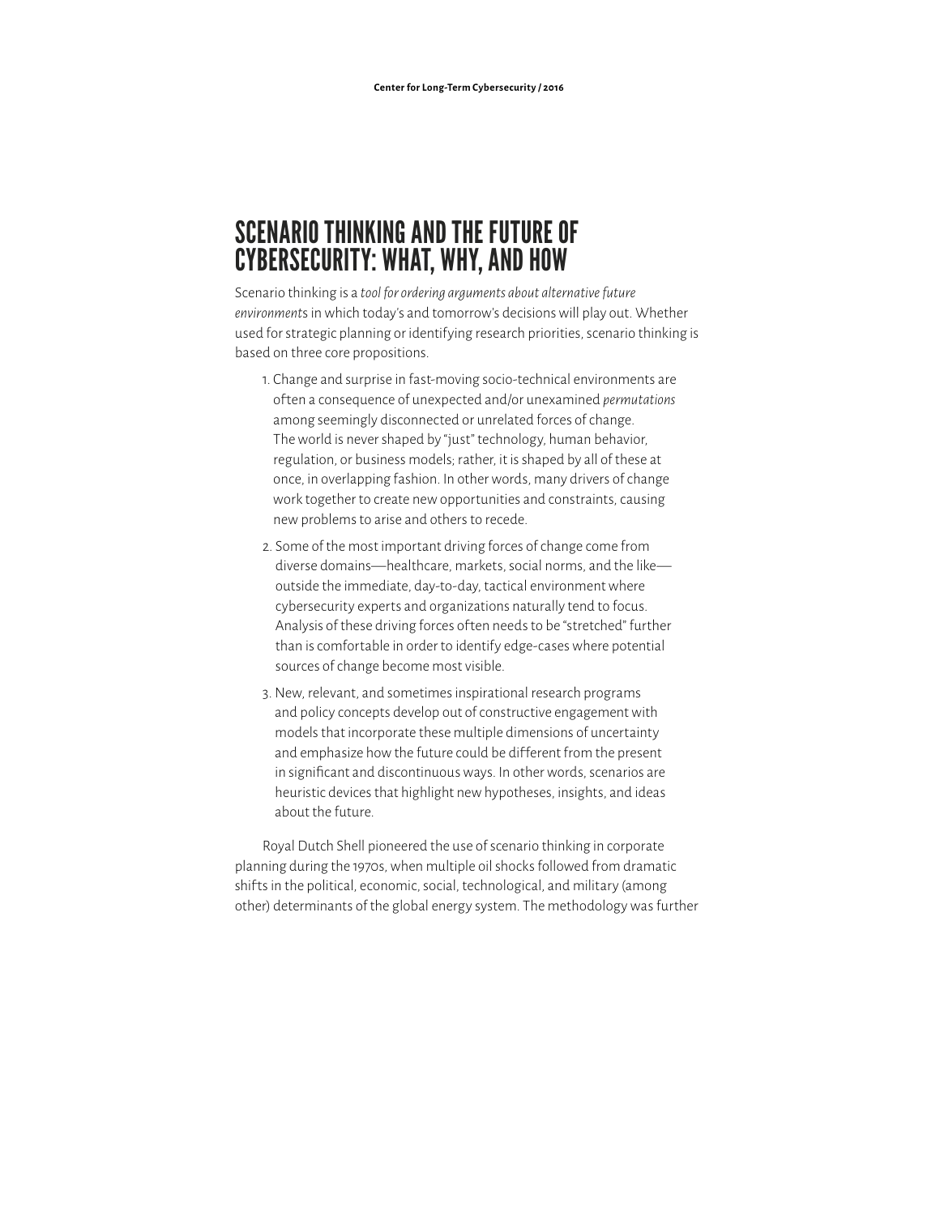# SCENARIO THINKING AND THE FUTURE OF CYBERSECURITY: WHAT, WHY, AND HOW

Scenario thinking is a *tool for ordering arguments about alternative future environment*s in which today's and tomorrow's decisions will play out. Whether used for strategic planning or identifying research priorities, scenario thinking is based on three core propositions.

1. Change and surprise in fast-moving socio-technical environments are often a consequence of unexpected and/or unexamined *permutations* among seemingly disconnected or unrelated forces of change. The world is never shaped by "just" technology, human behavior, regulation, or business models; rather, it is shaped by all of these at once, in overlapping fashion. In other words, many drivers of change work together to create new opportunities and constraints, causing new problems to arise and others to recede.

2. Some of the most important driving forces of change come from diverse domains—healthcare, markets, social norms, and the like—outside the immediate, day-to-day, tactical environment where cybersecurity experts and organizations naturally tend to focus. Analysis of these driving forces often needs to be "stretched" further than is comfortable in order to identify edge-cases where potential sources of change become most visible.

3. New, relevant, and sometimes inspirational research programs and policy concepts develop out of constructive engagement with models that incorporate these multiple dimensions of uncertainty and emphasize how the future could be different from the present in significant and discontinuous ways. In other words, scenarios are heuristic devices that highlight new hypotheses, insights, and ideas about the future.

Royal Dutch Shell pioneered the use of scenario thinking in corporate planning during the 1970s, when multiple oil shocks followed from dramatic shifts in the political, economic, social, technological, and military (among other) determinants of the global energy system. The methodology was further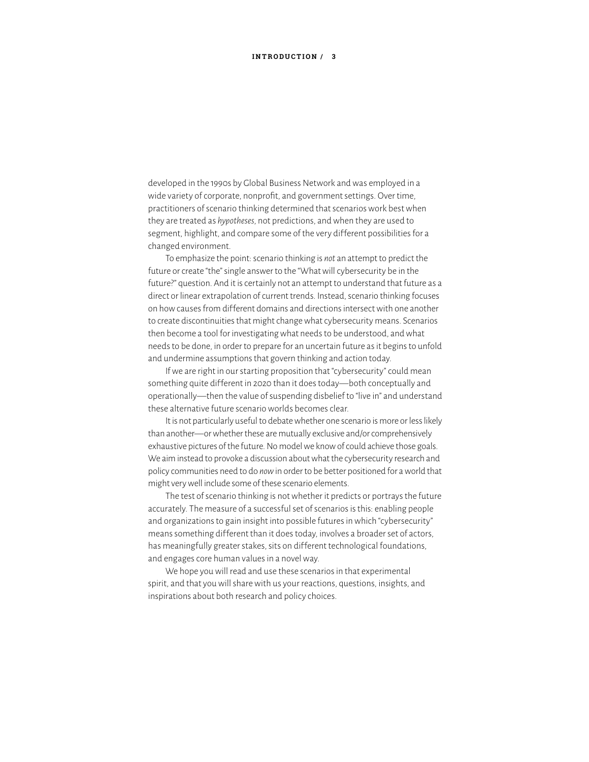developed in the 1990s by Global Business Network and was employed in a wide variety of corporate, nonprofit, and government settings. Over time, practitioners of scenario thinking determined that scenarios work best when they are treated as *hypotheses*, not predictions, and when they are used to segment, highlight, and compare some of the very different possibilities for a changed environment.

To emphasize the point: scenario thinking is *not* an attempt to predict the future or create "the" single answer to the "What will cybersecurity be in the future?" question. And it is certainly not an attempt to understand that future as a direct or linear extrapolation of current trends. Instead, scenario thinking focuses on how causes from different domains and directions intersect with one another to create discontinuities that might change what cybersecurity means. Scenarios then become a tool for investigating what needs to be understood, and what needs to be done, in order to prepare for an uncertain future as it begins to unfold and undermine assumptions that govern thinking and action today.

If we are right in our starting proposition that "cybersecurity" could mean something quite different in 2020 than it does today—both conceptually and operationally—then the value of suspending disbelief to "live in" and understand these alternative future scenario worlds becomes clear.

It is not particularly useful to debate whether one scenario is more or less likely than another—or whether these are mutually exclusive and/or comprehensively exhaustive pictures of the future. No model we know of could achieve those goals. We aim instead to provoke a discussion about what the cybersecurity research and policy communities need to do *now* in order to be better positioned for a world that might very well include some of these scenario elements.

The test of scenario thinking is not whether it predicts or portrays the future accurately. The measure of a successful set of scenarios is this: enabling people and organizations to gain insight into possible futures in which "cybersecurity" means something different than it does today, involves a broader set of actors, has meaningfully greater stakes, sits on different technological foundations, and engages core human values in a novel way.

We hope you will read and use these scenarios in that experimental spirit, and that you will share with us your reactions, questions, insights, and inspirations about both research and policy choices.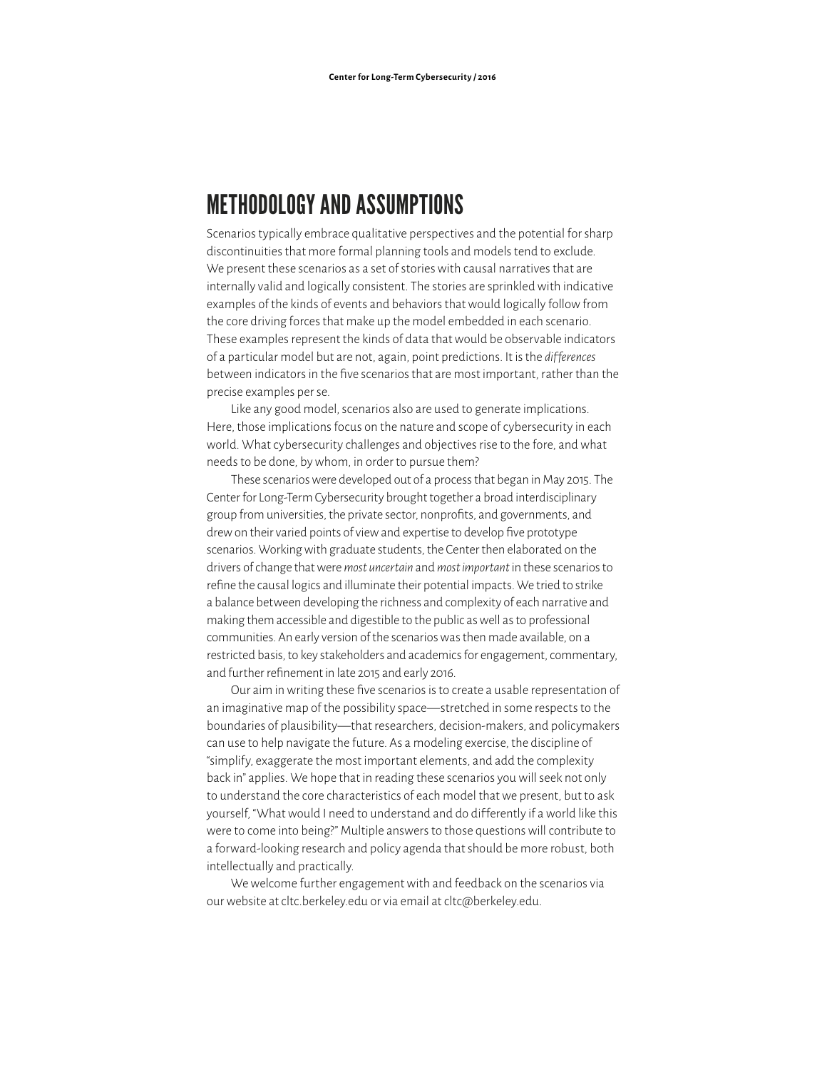# METHODOLOGY AND ASSUMPTIONS

Scenarios typically embrace qualitative perspectives and the potential for sharp discontinuities that more formal planning tools and models tend to exclude. We present these scenarios as a set of stories with causal narratives that are internally valid and logically consistent. The stories are sprinkled with indicative examples of the kinds of events and behaviors that would logically follow from the core driving forces that make up the model embedded in each scenario. These examples represent the kinds of data that would be observable indicators of a particular model but are not, again, point predictions. It is the *differences* between indicators in the five scenarios that are most important, rather than the precise examples per se.

Like any good model, scenarios also are used to generate implications. Here, those implications focus on the nature and scope of cybersecurity in each world. What cybersecurity challenges and objectives rise to the fore, and what needs to be done, by whom, in order to pursue them?

These scenarios were developed out of a process that began in May 2015. The Center for Long-Term Cybersecurity brought together a broad interdisciplinary group from universities, the private sector, nonprofits, and governments, and drew on their varied points of view and expertise to develop five prototype scenarios. Working with graduate students, the Center then elaborated on the drivers of change that were *most uncertain* and *most important* in these scenarios to refine the causal logics and illuminate their potential impacts. We tried to strike a balance between developing the richness and complexity of each narrative and making them accessible and digestible to the public as well as to professional communities. An early version of the scenarios was then made available, on a restricted basis, to key stakeholders and academics for engagement, commentary, and further refinement in late 2015 and early 2016.

Our aim in writing these five scenarios is to create a usable representation of an imaginative map of the possibility space—stretched in some respects to the boundaries of plausibility—that researchers, decision-makers, and policymakers can use to help navigate the future. As a modeling exercise, the discipline of "simplify, exaggerate the most important elements, and add the complexity back in" applies. We hope that in reading these scenarios you will seek not only to understand the core characteristics of each model that we present, but to ask yourself, "What would I need to understand and do differently if a world like this were to come into being?" Multiple answers to those questions will contribute to a forward-looking research and policy agenda that should be more robust, both intellectually and practically.

We welcome further engagement with and feedback on the scenarios via our website at cltc.berkeley.edu or via email at cltc@berkeley.edu.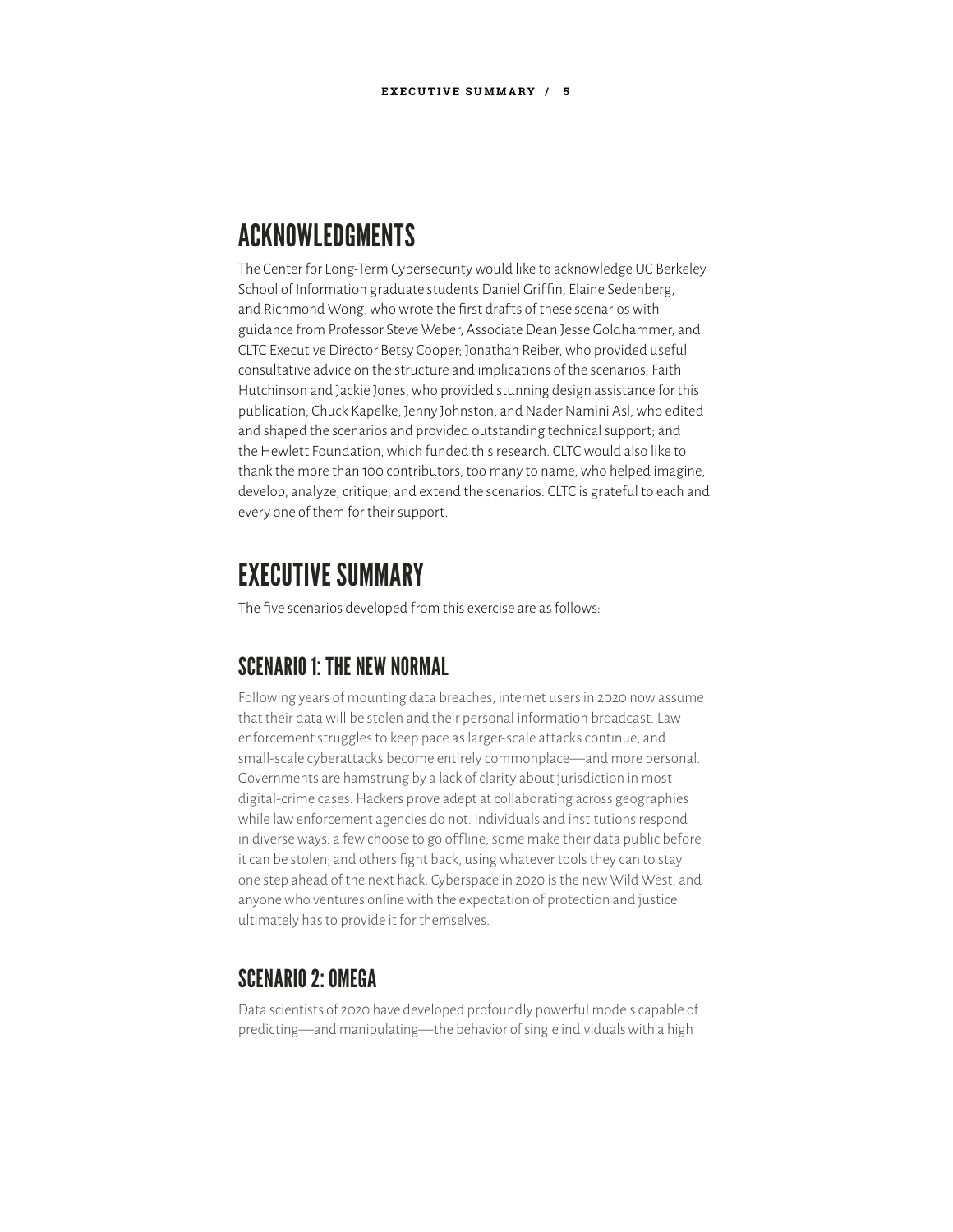## ACKNOWLEDGMENTS

The Center for Long-Term Cybersecurity would like to acknowledge UC Berkeley School of Information graduate students Daniel Griffin, Elaine Sedenberg, and Richmond Wong, who wrote the first drafts of these scenarios with guidance from Professor Steve Weber, Associate Dean Jesse Goldhammer, and CLTC Executive Director Betsy Cooper; Jonathan Reiber, who provided useful consultative advice on the structure and implications of the scenarios; Faith Hutchinson and Jackie Jones, who provided stunning design assistance for this publication; Chuck Kapelke, Jenny Johnston, and Nader Namini Asl, who edited and shaped the scenarios and provided outstanding technical support; and the Hewlett Foundation, which funded this research. CLTC would also like to thank the more than 100 contributors, too many to name, who helped imagine, develop, analyze, critique, and extend the scenarios. CLTC is grateful to each and every one of them for their support.

## EXECUTIVE SUMMARY

The five scenarios developed from this exercise are as follows:

### SCENARIO 1: THE NEW NORMAL

Following years of mounting data breaches, internet users in 2020 now assume that their data will be stolen and their personal information broadcast. Law enforcement struggles to keep pace as larger-scale attacks continue, and small-scale cyberattacks become entirely commonplace—and more personal. Governments are hamstrung by a lack of clarity about jurisdiction in most digital-crime cases. Hackers prove adept at collaborating across geographies while law enforcement agencies do not. Individuals and institutions respond in diverse ways: a few choose to go offline; some make their data public before it can be stolen; and others fight back, using whatever tools they can to stay one step ahead of the next hack. Cyberspace in 2020 is the new Wild West, and anyone who ventures online with the expectation of protection and justice ultimately has to provide it for themselves.

### SCENARIO 2: OMEGA

Data scientists of 2020 have developed profoundly powerful models capable of predicting—and manipulating—the behavior of single individuals with a high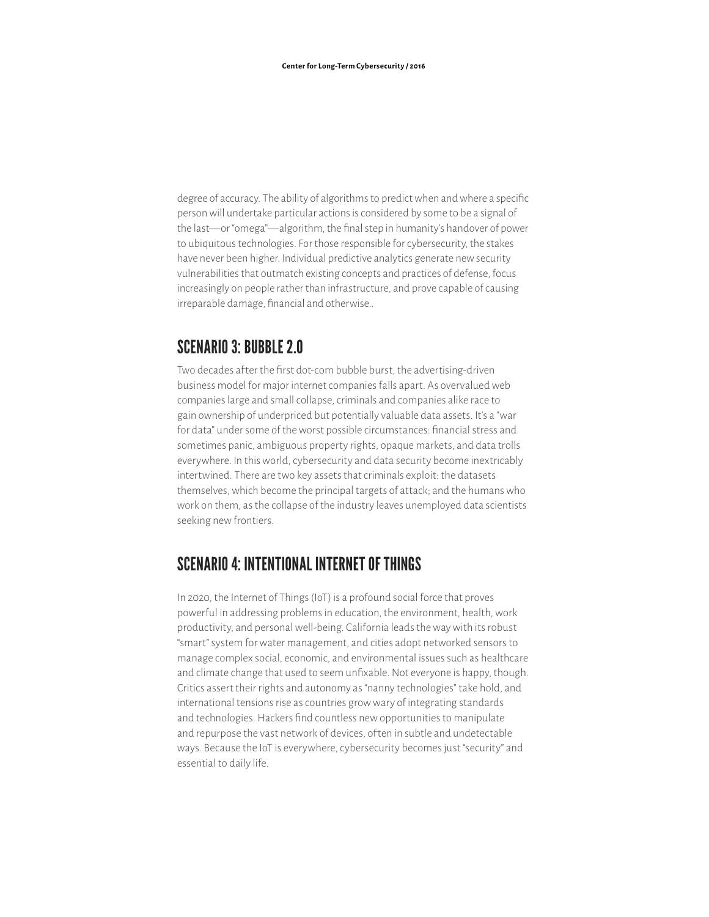degree of accuracy. The ability of algorithms to predict when and where a specific person will undertake particular actions is considered by some to be a signal of the last—or "omega"—algorithm, the final step in humanity's handover of power to ubiquitous technologies. For those responsible for cybersecurity, the stakes have never been higher. Individual predictive analytics generate new security vulnerabilities that outmatch existing concepts and practices of defense, focus increasingly on people rather than infrastructure, and prove capable of causing irreparable damage, financial and otherwise..

## SCENARIO 3: BUBBLE 2.0

Two decades after the first dot-com bubble burst, the advertising-driven business model for major internet companies falls apart. As overvalued web companies large and small collapse, criminals and companies alike race to gain ownership of underpriced but potentially valuable data assets. It's a "war for data" under some of the worst possible circumstances: financial stress and sometimes panic, ambiguous property rights, opaque markets, and data trolls everywhere. In this world, cybersecurity and data security become inextricably intertwined. There are two key assets that criminals exploit: the datasets themselves, which become the principal targets of attack; and the humans who work on them, as the collapse of the industry leaves unemployed data scientists seeking new frontiers.

## SCENARIO 4: INTENTIONAL INTERNET OF THINGS

In 2020, the Internet of Things (IoT) is a profound social force that proves powerful in addressing problems in education, the environment, health, work productivity, and personal well-being. California leads the way with its robust "smart" system for water management, and cities adopt networked sensors to manage complex social, economic, and environmental issues such as healthcare and climate change that used to seem unfixable. Not everyone is happy, though. Critics assert their rights and autonomy as "nanny technologies" take hold, and international tensions rise as countries grow wary of integrating standards and technologies. Hackers find countless new opportunities to manipulate and repurpose the vast network of devices, often in subtle and undetectable ways. Because the IoT is everywhere, cybersecurity becomes just "security" and essential to daily life.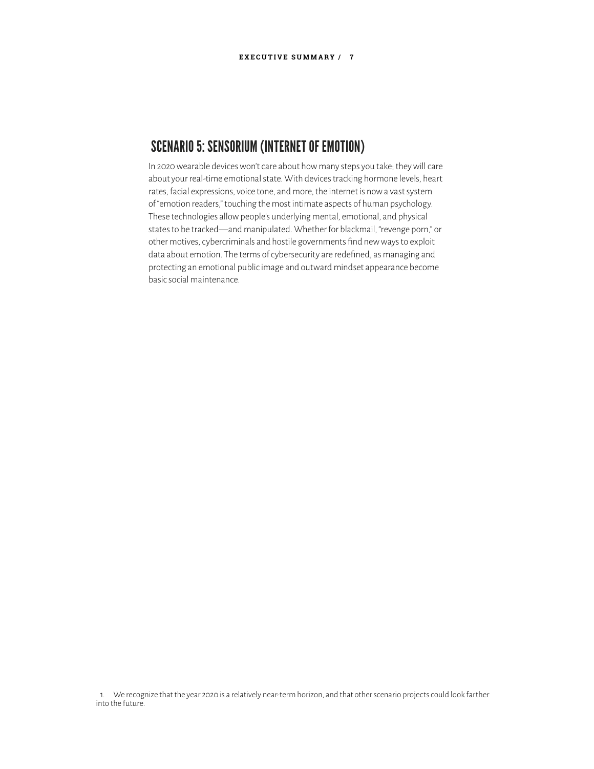## SCENARIO 5: SENSORIUM (INTERNET OF EMOTION)

In 2020 wearable devices won't care about how many steps you take; they will care about your real-time emotional state. With devices tracking hormone levels, heart rates, facial expressions, voice tone, and more, the internet is now a vast system of "emotion readers," touching the most intimate aspects of human psychology. These technologies allow people's underlying mental, emotional, and physical states to be tracked—and manipulated. Whether for blackmail, "revenge porn," or other motives, cybercriminals and hostile governments find new ways to exploit data about emotion. The terms of cybersecurity are redefined, as managing and protecting an emotional public image and outward mindset appearance become basic social maintenance.

1. We recognize that the year 2020 is a relatively near-term horizon, and that other scenario projects could look farther into the future.